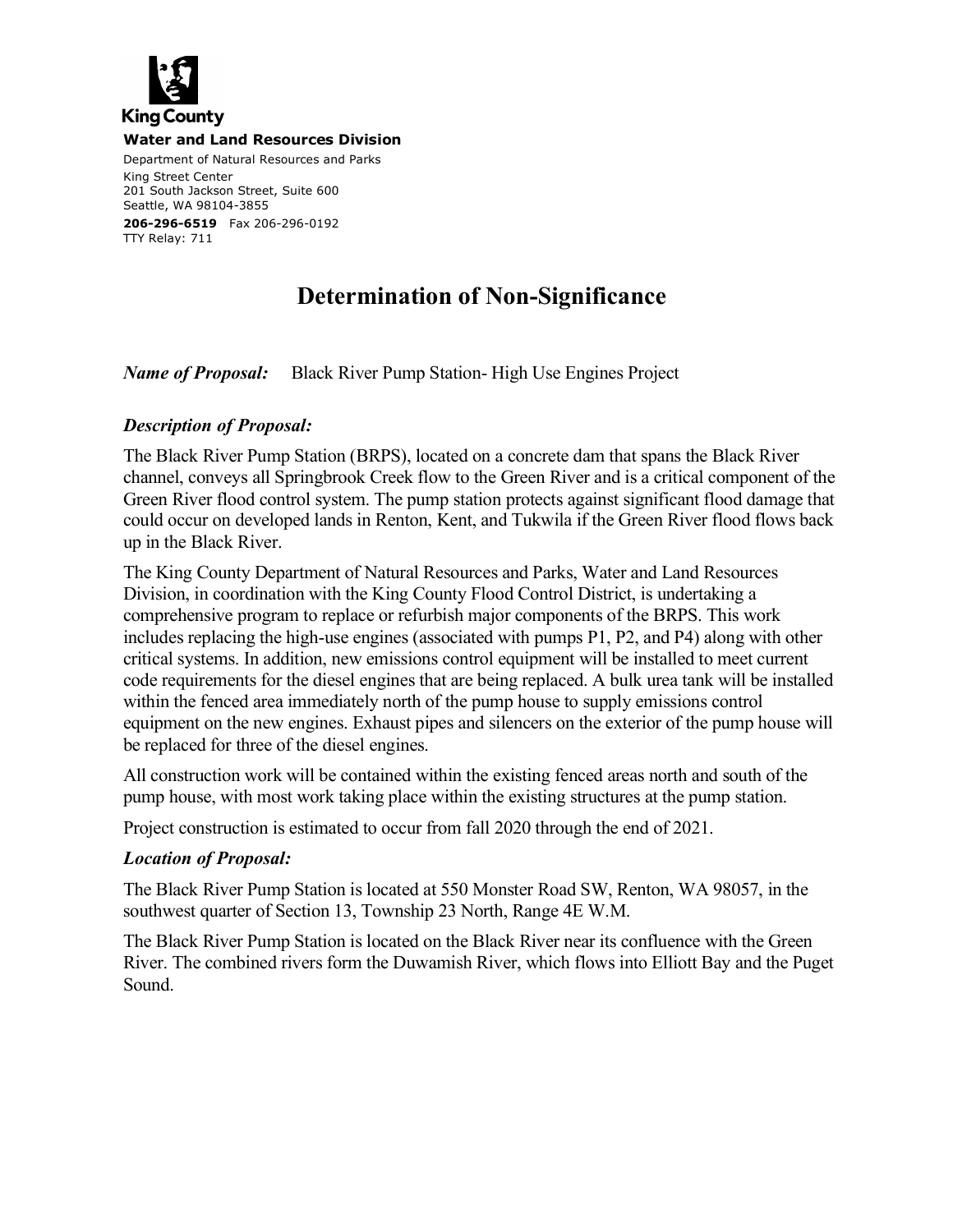King County

**Water and Land Resources Division**

Department of Natural Resources and Parks
King Street Center
201 South Jackson Street, Suite 600
Seattle, WA 98104-3855
**206-296-6519** Fax 206-296-0192
TTY Relay: 711

# Determination of Non-Significance

***Name of Proposal:*** Black River Pump Station- High Use Engines Project

### *Description of Proposal:*

The Black River Pump Station (BRPS), located on a concrete dam that spans the Black River channel, conveys all Springbrook Creek flow to the Green River and is a critical component of the Green River flood control system. The pump station protects against significant flood damage that could occur on developed lands in Renton, Kent, and Tukwila if the Green River flood flows back up in the Black River.

The King County Department of Natural Resources and Parks, Water and Land Resources Division, in coordination with the King County Flood Control District, is undertaking a comprehensive program to replace or refurbish major components of the BRPS. This work includes replacing the high-use engines (associated with pumps P1, P2, and P4) along with other critical systems. In addition, new emissions control equipment will be installed to meet current code requirements for the diesel engines that are being replaced. A bulk urea tank will be installed within the fenced area immediately north of the pump house to supply emissions control equipment on the new engines. Exhaust pipes and silencers on the exterior of the pump house will be replaced for three of the diesel engines.

All construction work will be contained within the existing fenced areas north and south of the pump house, with most work taking place within the existing structures at the pump station.

Project construction is estimated to occur from fall 2020 through the end of 2021.

### *Location of Proposal:*

The Black River Pump Station is located at 550 Monster Road SW, Renton, WA 98057, in the southwest quarter of Section 13, Township 23 North, Range 4E W.M.

The Black River Pump Station is located on the Black River near its confluence with the Green River. The combined rivers form the Duwamish River, which flows into Elliott Bay and the Puget Sound.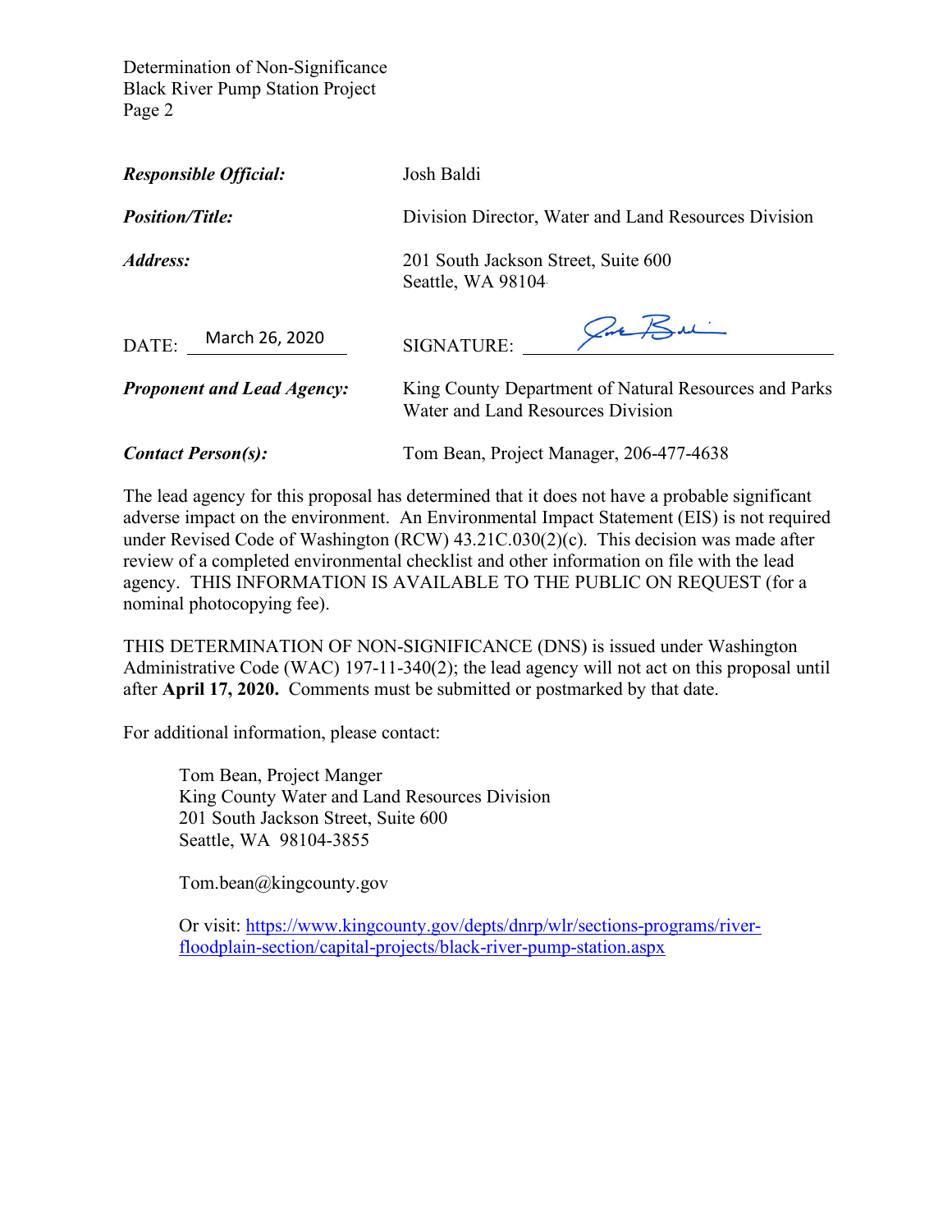***Responsible Official:*** Josh Baldi

***Position/Title:*** Division Director, Water and Land Resources Division

***Address:*** 201 South Jackson Street, Suite 600
Seattle, WA 98104

DATE: March 26, 2020 SIGNATURE:

***Proponent and Lead Agency:*** King County Department of Natural Resources and Parks
Water and Land Resources Division

***Contact Person(s):*** Tom Bean, Project Manager, 206-477-4638

The lead agency for this proposal has determined that it does not have a probable significant adverse impact on the environment. An Environmental Impact Statement (EIS) is not required under Revised Code of Washington (RCW) 43.21C.030(2)(c). This decision was made after review of a completed environmental checklist and other information on file with the lead agency. THIS INFORMATION IS AVAILABLE TO THE PUBLIC ON REQUEST (for a nominal photocopying fee).

THIS DETERMINATION OF NON-SIGNIFICANCE (DNS) is issued under Washington Administrative Code (WAC) 197-11-340(2); the lead agency will not act on this proposal until after **April 17, 2020.** Comments must be submitted or postmarked by that date.

For additional information, please contact:

Tom Bean, Project Manger
King County Water and Land Resources Division
201 South Jackson Street, Suite 600
Seattle, WA 98104-3855

Tom.bean@kingcounty.gov

Or visit: https://www.kingcounty.gov/depts/dnrp/wlr/sections-programs/river-floodplain-section/capital-projects/black-river-pump-station.aspx